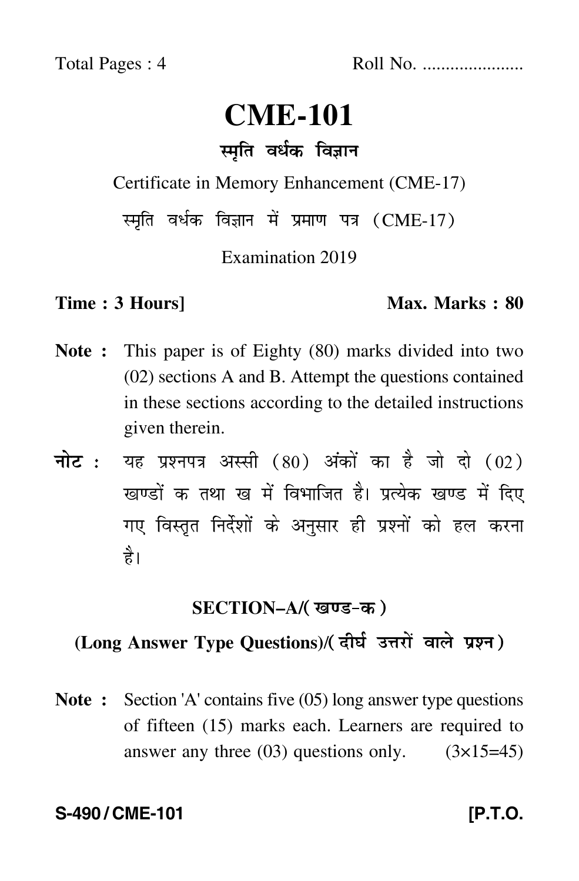Total Pages : 4 Roll No. ......................

# CME-101

## स्मृति वर्धक विज्ञान

Certificate in Memory Enhancement (CME-17)

स्मृति वर्धक विज्ञान में प्रमाण पत्र (CME-17)

Examination 2019

**Time : 3 Hours]** **Max. Marks : 80**

**Note :** This paper is of Eighty (80) marks divided into two (02) sections A and B. Attempt the questions contained in these sections according to the detailed instructions given therein.

**नोट :** यह प्रश्नपत्र अस्सी (80) अंकों का है जो दो (02) खण्डों क तथा ख में विभाजित है। प्रत्येक खण्ड में दिए गए विस्तृत निर्देशों के अनुसार ही प्रश्नों को हल करना है।

### SECTION–A/(खण्ड-क)

### (Long Answer Type Questions)/(दीर्घ उत्तरों वाले प्रश्न)

**Note :** Section 'A' contains five (05) long answer type questions of fifteen (15) marks each. Learners are required to answer any three (03) questions only. (3×15=45)

**S-490 / CME-101** **[P.T.O.**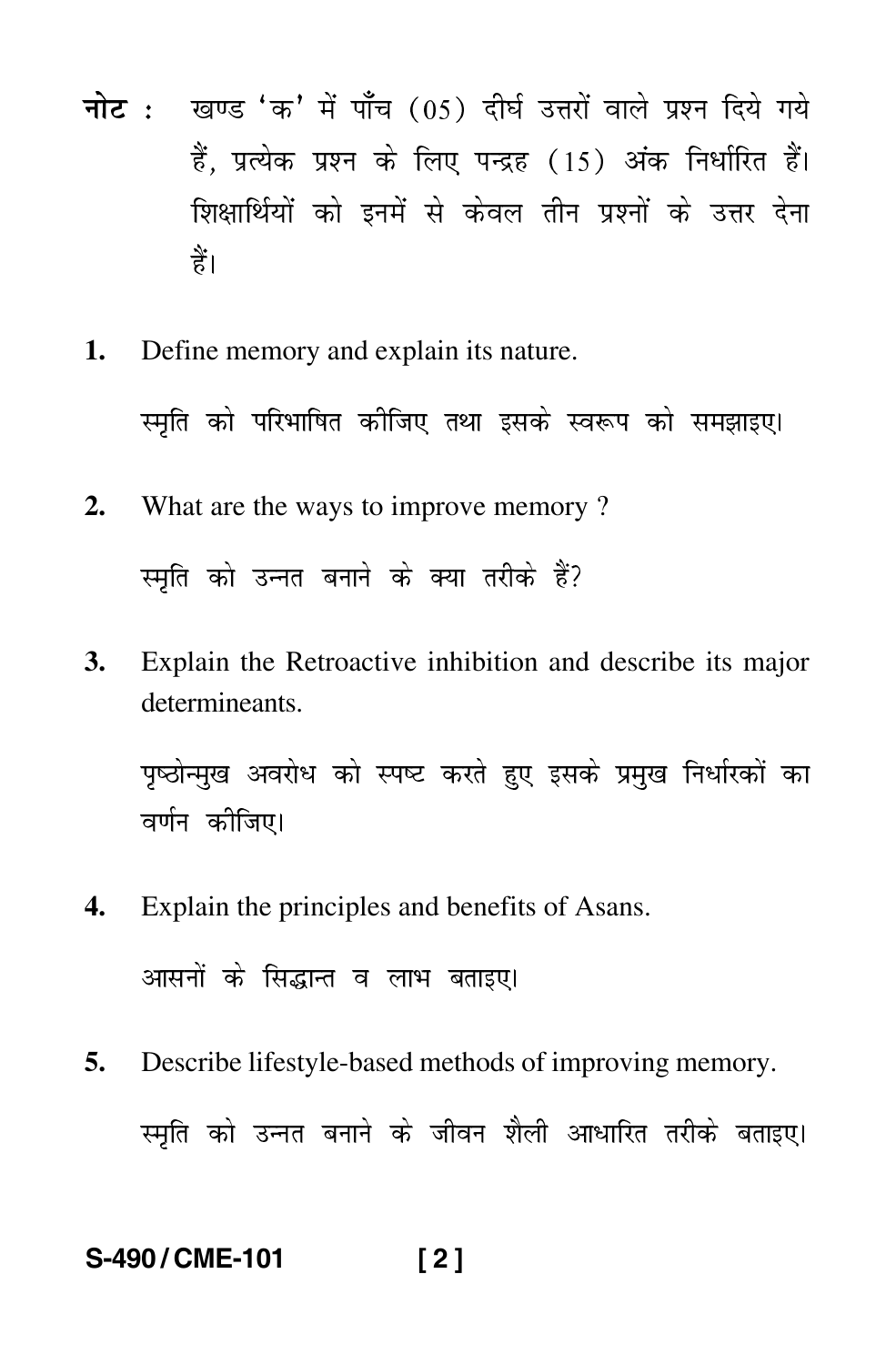**नोट :** खण्ड 'क' में पाँच (05) दीर्घ उत्तरों वाले प्रश्न दिये गये हैं, प्रत्येक प्रश्न के लिए पन्द्रह (15) अंक निर्धारित हैं। शिक्षार्थियों को इनमें से केवल तीन प्रश्नों के उत्तर देना हैं।

**1.** Define memory and explain its nature.

स्मृति को परिभाषित कीजिए तथा इसके स्वरूप को समझाइए।

**2.** What are the ways to improve memory ?

स्मृति को उन्नत बनाने के क्या तरीके हैं?

**3.** Explain the Retroactive inhibition and describe its major determineants.

पृष्ठोन्मुख अवरोध को स्पष्ट करते हुए इसके प्रमुख निर्धारकों का वर्णन कीजिए।

**4.** Explain the principles and benefits of Asans.

आसनों के सिद्धान्त व लाभ बताइए।

**5.** Describe lifestyle-based methods of improving memory.

स्मृति को उन्नत बनाने के जीवन शैली आधारित तरीके बताइए।

**S-490 / CME-101**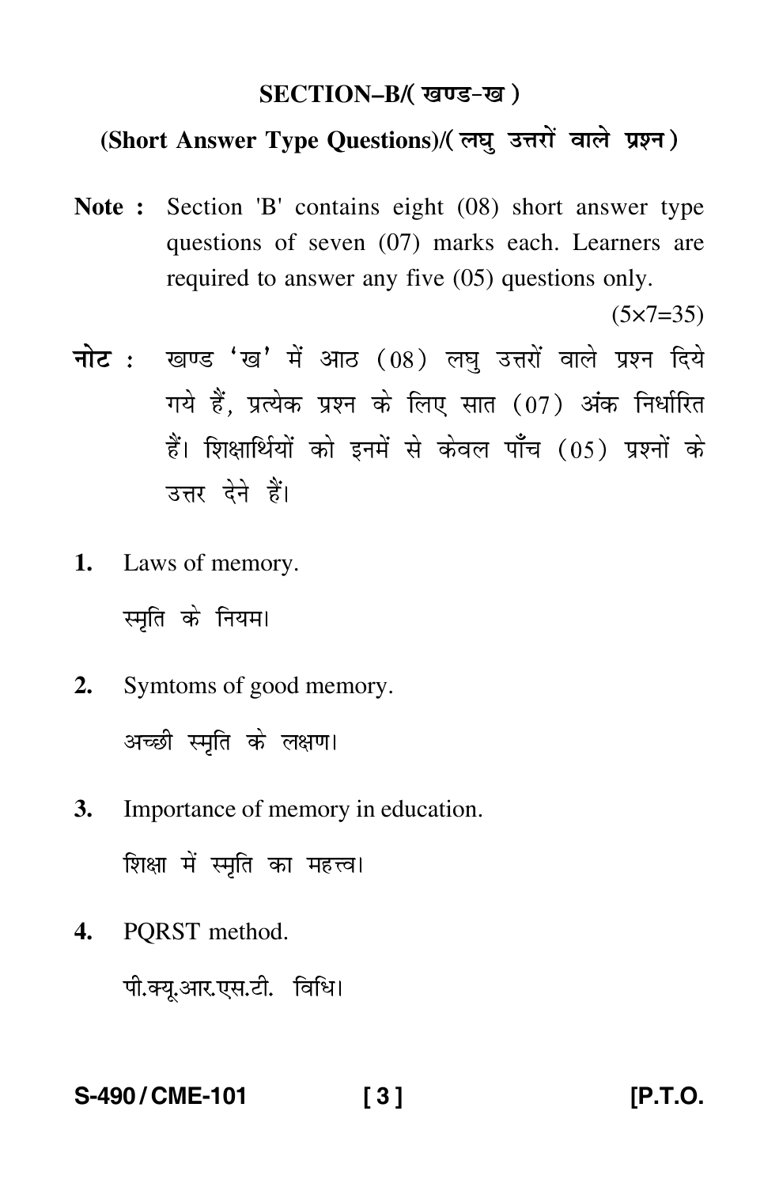## SECTION–B/( खण्ड-ख )

### (Short Answer Type Questions)/( लघु उत्तरों वाले प्रश्न )

**Note :** Section 'B' contains eight (08) short answer type questions of seven (07) marks each. Learners are required to answer any five (05) questions only.

(5×7=35)

**नोट :** खण्ड 'ख' में आठ (08) लघु उत्तरों वाले प्रश्न दिये गये हैं, प्रत्येक प्रश्न के लिए सात (07) अंक निर्धारित हैं। शिक्षार्थियों को इनमें से केवल पाँच (05) प्रश्नों के उत्तर देने हैं।

**1.** Laws of memory.

स्मृति के नियम।

**2.** Symtoms of good memory.

अच्छी स्मृति के लक्षण।

**3.** Importance of memory in education.

शिक्षा में स्मृति का महत्त्व।

**4.** PQRST method.

पी.क्यू.आर.एस.टी. विधि।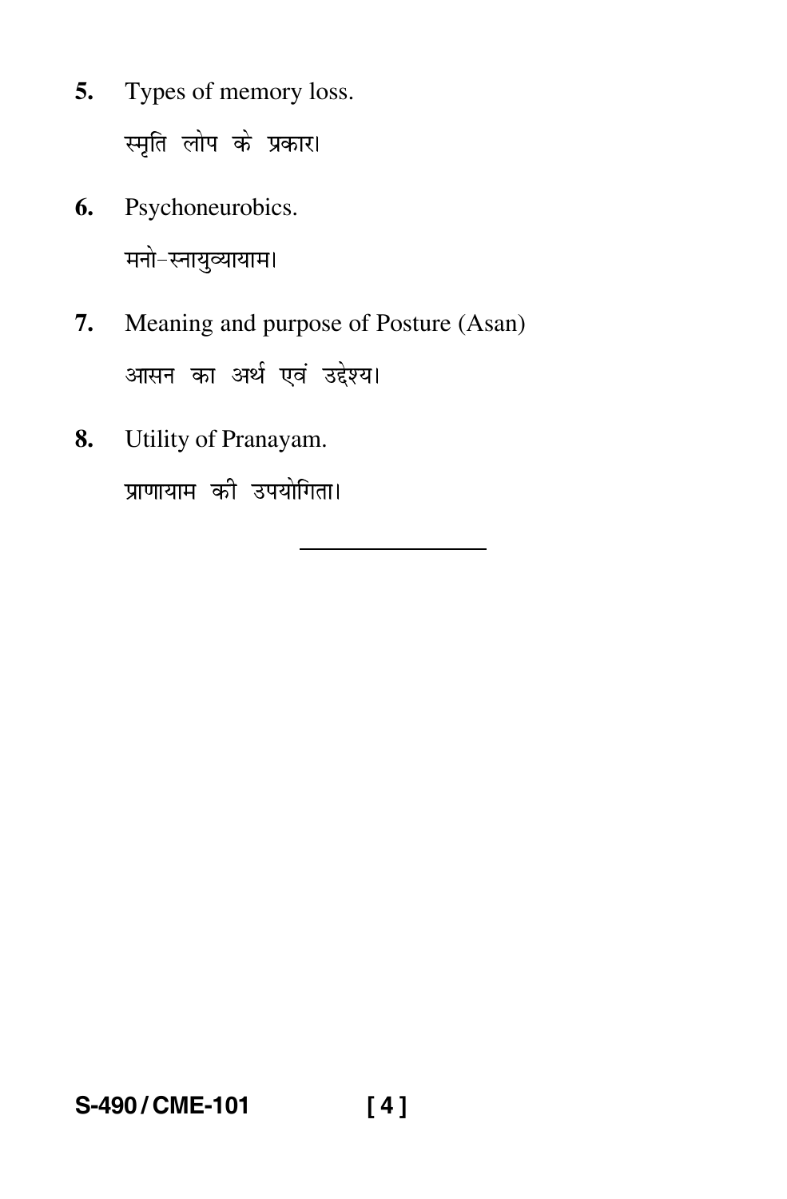**5.** Types of memory loss.

स्मृति लोप के प्रकार।

**6.** Psychoneurobics.

मनो-स्नायुव्यायाम।

**7.** Meaning and purpose of Posture (Asan)

आसन का अर्थ एवं उद्देश्य।

**8.** Utility of Pranayam.

प्राणायाम की उपयोगिता।

---